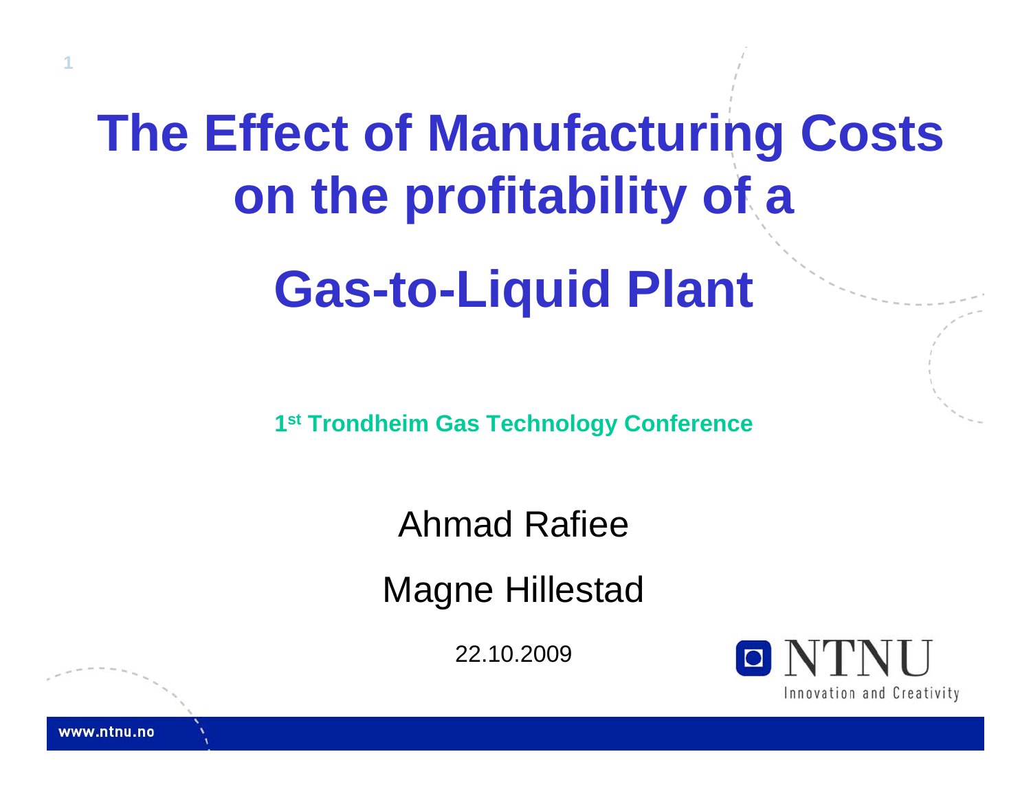# The Effect of Manufacturing Costs on the profitability of a Gas-to-Liquid Plant

**1st Trondheim Gas Technology Conference**

Ahmad Rafiee

Magne Hillestad

22.10.2009

NTNU

Innovation and Creativity

www.ntnu.no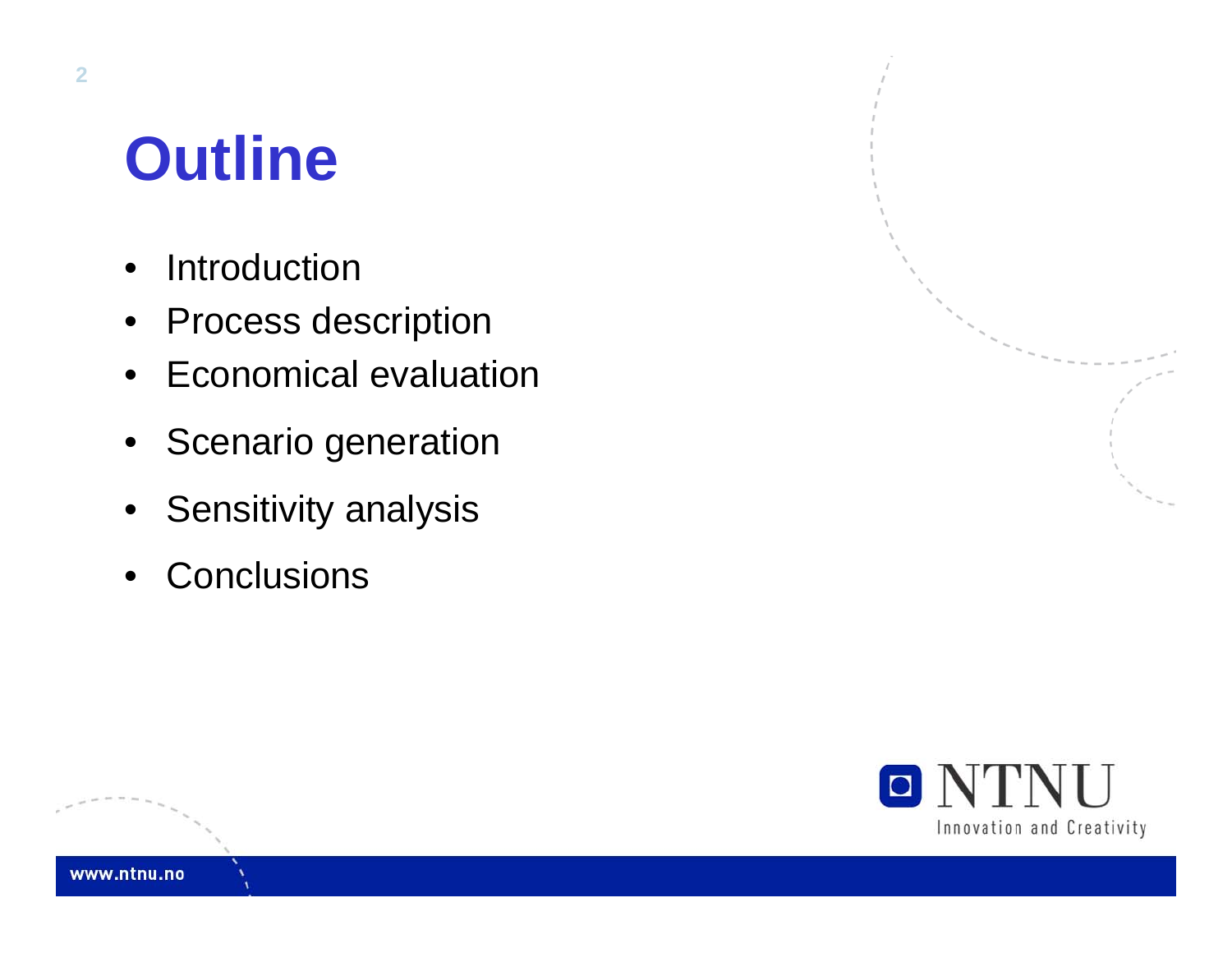# Outline

- Introduction
- Process description
- Economical evaluation
- Scenario generation
- Sensitivity analysis
- Conclusions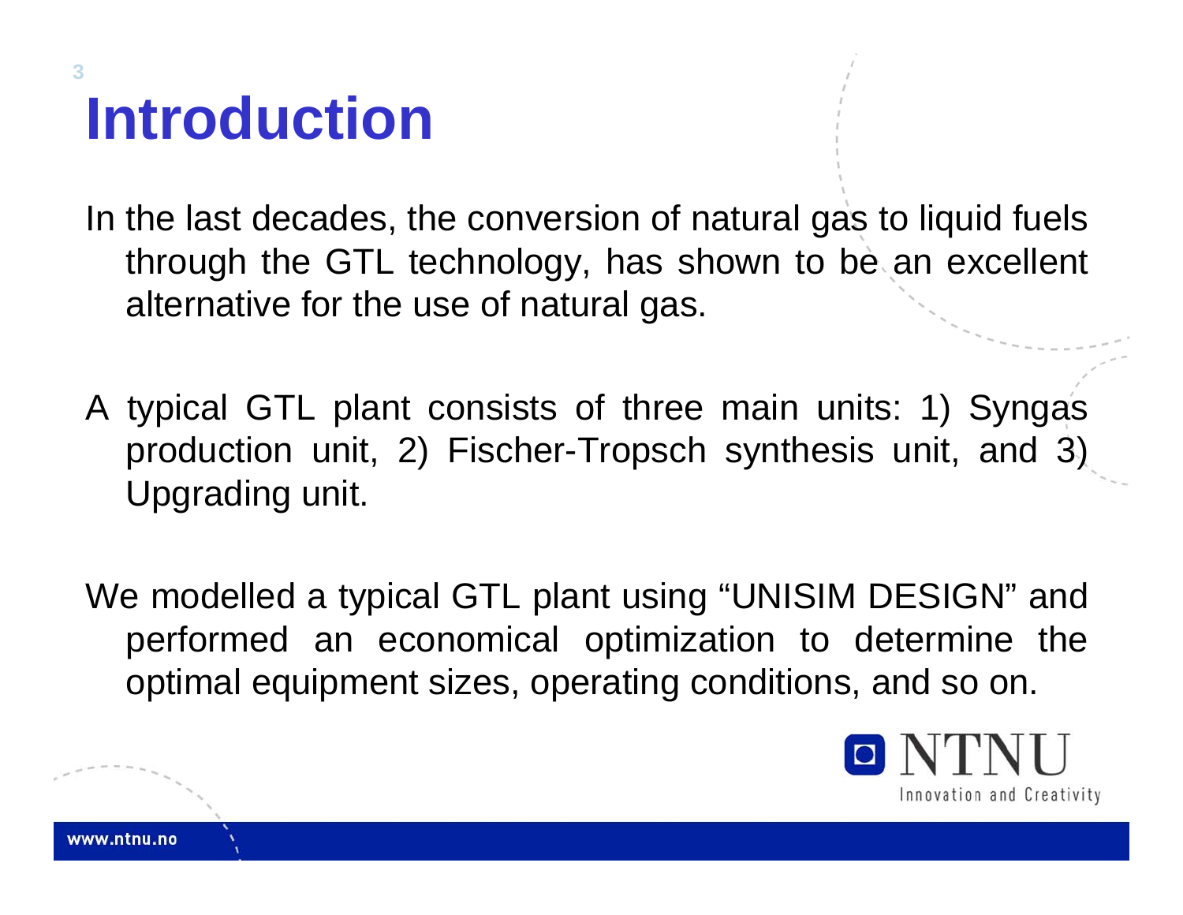# Introduction

In the last decades, the conversion of natural gas to liquid fuels through the GTL technology, has shown to be an excellent alternative for the use of natural gas.

A typical GTL plant consists of three main units: 1) Syngas production unit, 2) Fischer-Tropsch synthesis unit, and 3) Upgrading unit.

We modelled a typical GTL plant using “UNISIM DESIGN” and performed an economical optimization to determine the optimal equipment sizes, operating conditions, and so on.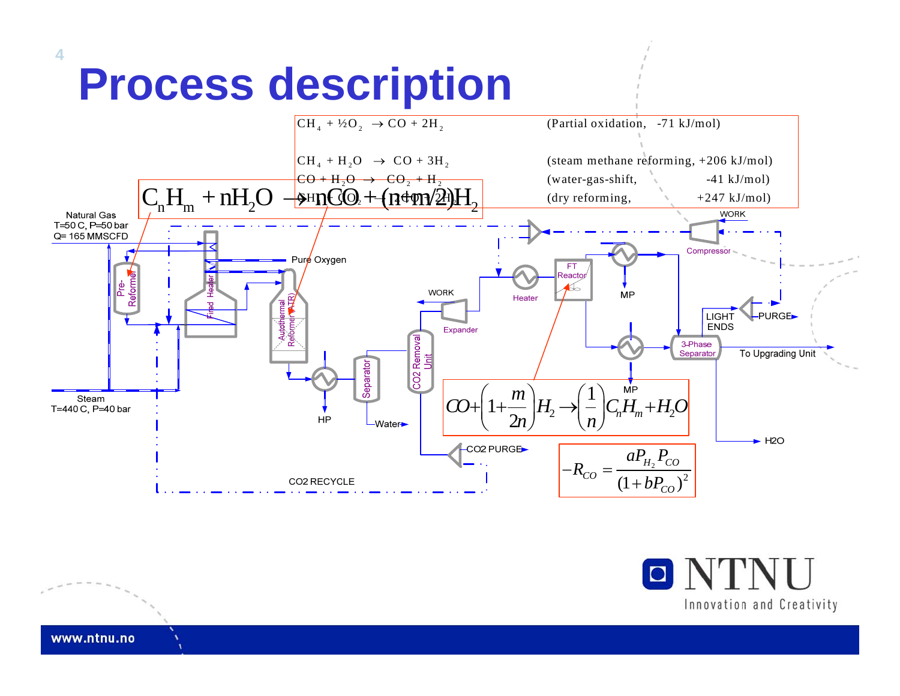# Process description

| | |
|---|---|
| $CH_4 + ½O_2 \rightarrow CO + 2H_2$ | (Partial oxidation, -71 kJ/mol) |
| $CH_4 + H_2O \rightarrow CO + 3H_2$ | (steam methane reforming, +206 kJ/mol) |
| $CO + H_2O \rightarrow CO_2 + H_2$ | (water-gas-shift, -41 kJ/mol) |
| $CH_4 + CO_2 \rightarrow 2CO + 2H_2$ | (dry reforming, +247 kJ/mol) |

$$C_nH_m + nH_2O \rightarrow nCO + (n + m/2)H_2$$

Natural Gas
T=50 C, P=50 bar
Q= 165 MMSCFD

Steam
T=440 C, P=40 bar

Pure Oxygen

Pre-Reformer

Fired Heater

Autothermal Reformer (ATR)

HP

Separator

Water

CO2 Removal Unit

WORK

Expander

Heater

FT Reactor

MP

Compressor

WORK

LIGHT ENDS

PURGE

3-Phase Separator

To Upgrading Unit

H2O

CO2 PURGE

CO2 RECYCLE

$$CO + \left(1 + \frac{m}{2n}\right)H_2 \rightarrow \left(\frac{1}{n}\right)C_nH_m + H_2O$$

$$-R_{CO} = \frac{aP_{H_2}P_{CO}}{(1 + bP_{CO})^2}$$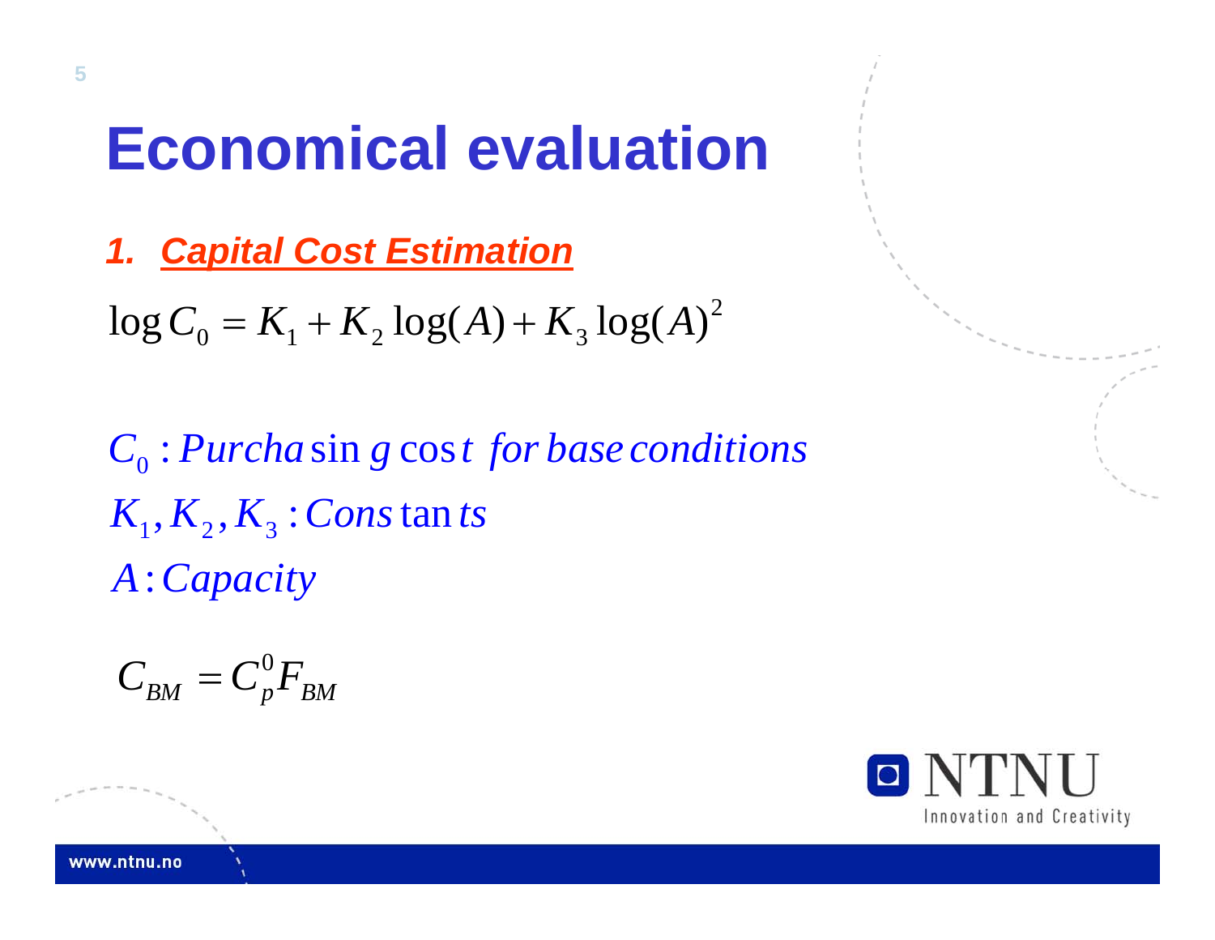# Economical evaluation

## 1. Capital Cost Estimation

$$\log C_0 = K_1 + K_2 \log(A) + K_3 \log(A)^2$$

$$C_0 : Purchasing\ cost\ for\ base\ conditions$$

$$K_1, K_2, K_3 : Constants$$

$$A : Capacity$$

$$C_{BM} = C_p^0 F_{BM}$$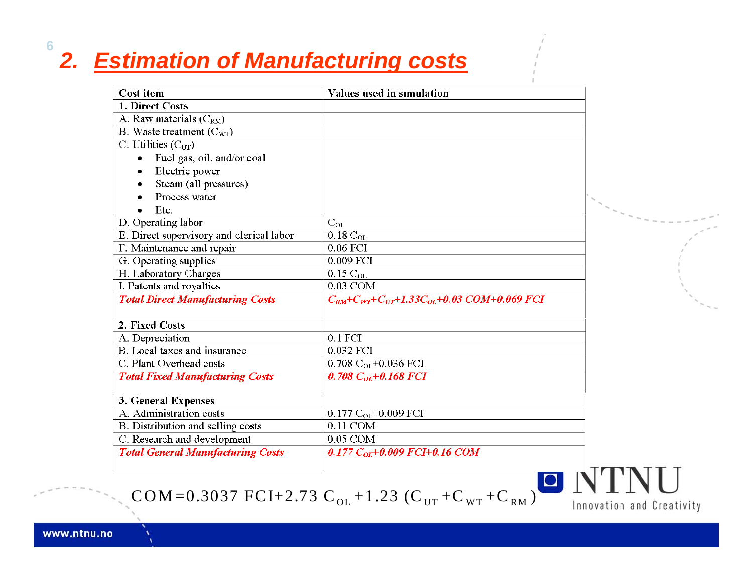# 2. Estimation of Manufacturing costs

| Cost item | Values used in simulation |
|---|---|
| **1. Direct Costs** | |
| A. Raw materials ($C_{RM}$) | |
| B. Waste treatment ($C_{WT}$) | |
| C. Utilities ($C_{UT}$)<br>• Fuel gas, oil, and/or coal<br>• Electric power<br>• Steam (all pressures)<br>• Process water<br>• Etc. | |
| D. Operating labor | $C_{OL}$ |
| E. Direct supervisory and clerical labor | $0.18\ C_{OL}$ |
| F. Maintenance and repair | 0.06 FCI |
| G. Operating supplies | 0.009 FCI |
| H. Laboratory Charges | $0.15\ C_{OL}$ |
| I. Patents and royalties | 0.03 COM |
| ***Total Direct Manufacturing Costs*** | $C_{RM}+C_{WT}+C_{UT}+1.33C_{OL}+0.03\ COM+0.069\ FCI$ |
| **2. Fixed Costs** | |
| A. Depreciation | 0.1 FCI |
| B. Local taxes and insurance | 0.032 FCI |
| C. Plant Overhead costs | $0.708\ C_{OL}+0.036\ FCI$ |
| ***Total Fixed Manufacturing Costs*** | $0.708\ C_{OL}+0.168\ FCI$ |
| **3. General Expenses** | |
| A. Administration costs | $0.177\ C_{OL}+0.009\ FCI$ |
| B. Distribution and selling costs | 0.11 COM |
| C. Research and development | 0.05 COM |
| ***Total General Manufacturing Costs*** | $0.177\ C_{OL}+0.009\ FCI+0.16\ COM$ |

$$COM=0.3037\ FCI+2.73\ C_{OL}+1.23\ (C_{UT}+C_{WT}+C_{RM})$$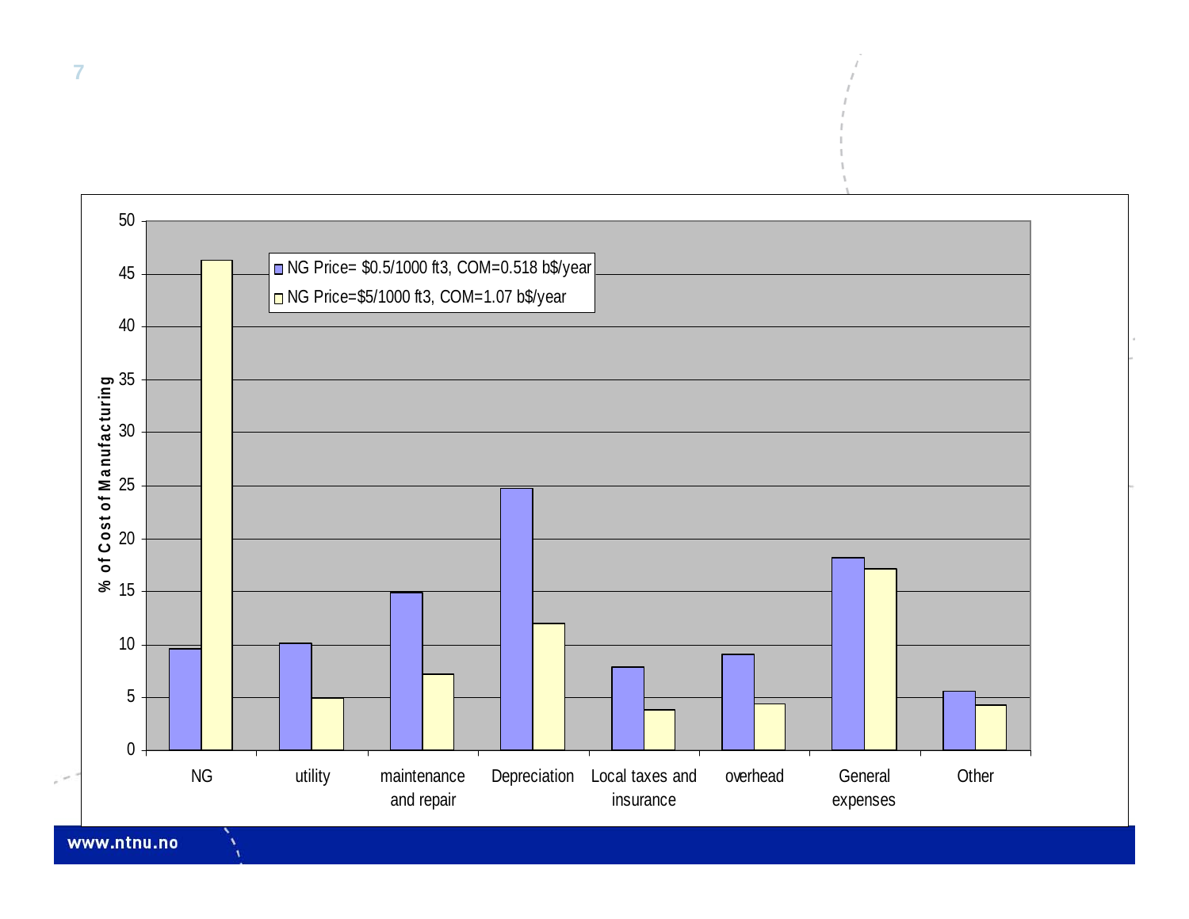| Category | NG Price= $0.5/1000 ft3, COM=0.518 b$/year | NG Price=$5/1000 ft3, COM=1.07 b$/year |
|---|---|---|
| NG | 9.6 | 46.3 |
| utility | 10.1 | 4.9 |
| maintenance and repair | 14.9 | 7.2 |
| Depreciation | 24.7 | 12.0 |
| Local taxes and insurance | 7.8 | 3.8 |
| overhead | 9.0 | 4.4 |
| General expenses | 18.2 | 17.1 |
| Other | 5.6 | 4.3 |

Y-axis: % of Cost of Manufacturing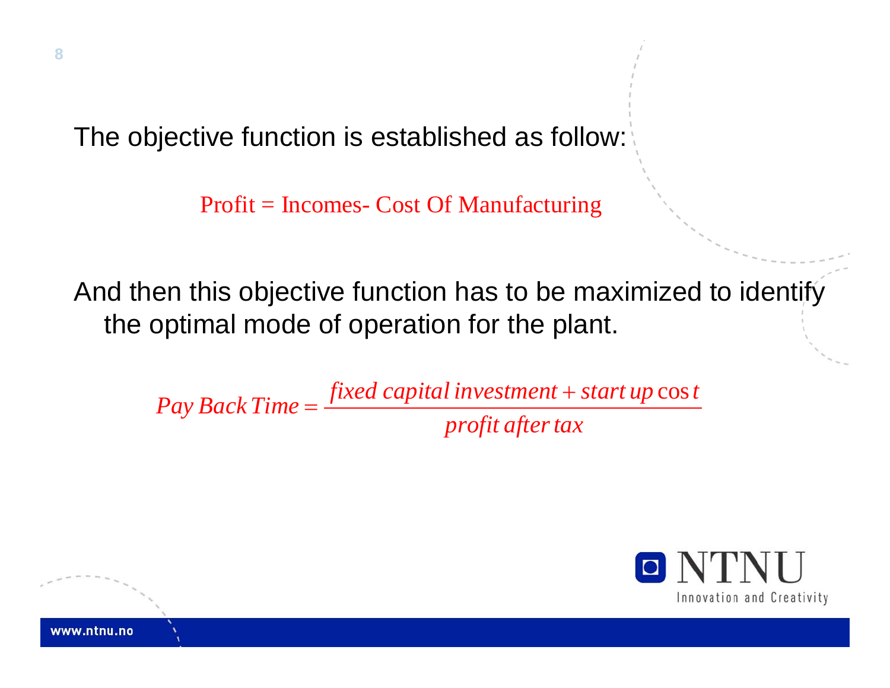The objective function is established as follow:

Profit = Incomes- Cost Of Manufacturing

And then this objective function has to be maximized to identify the optimal mode of operation for the plant.

$$Pay\ Back\ Time = \frac{fixed\ capital\ investment + start\ up\ \cos t}{profit\ after\ tax}$$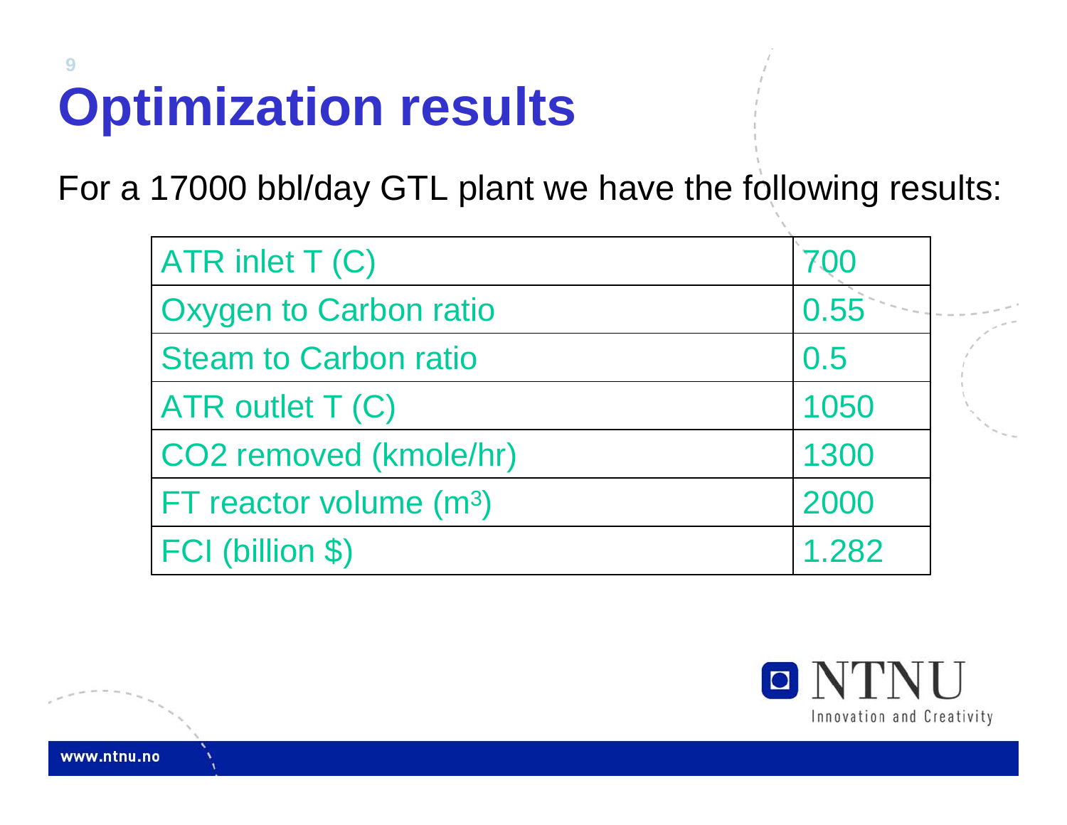# Optimization results

For a 17000 bbl/day GTL plant we have the following results:

| | |
|---|---|
| ATR inlet T (C) | 700 |
| Oxygen to Carbon ratio | 0.55 |
| Steam to Carbon ratio | 0.5 |
| ATR outlet T (C) | 1050 |
| $CO_2$ removed (kmole/hr) | 1300 |
| FT reactor volume ($m^3$) | 2000 |
| FCI (billion $) | 1.282 |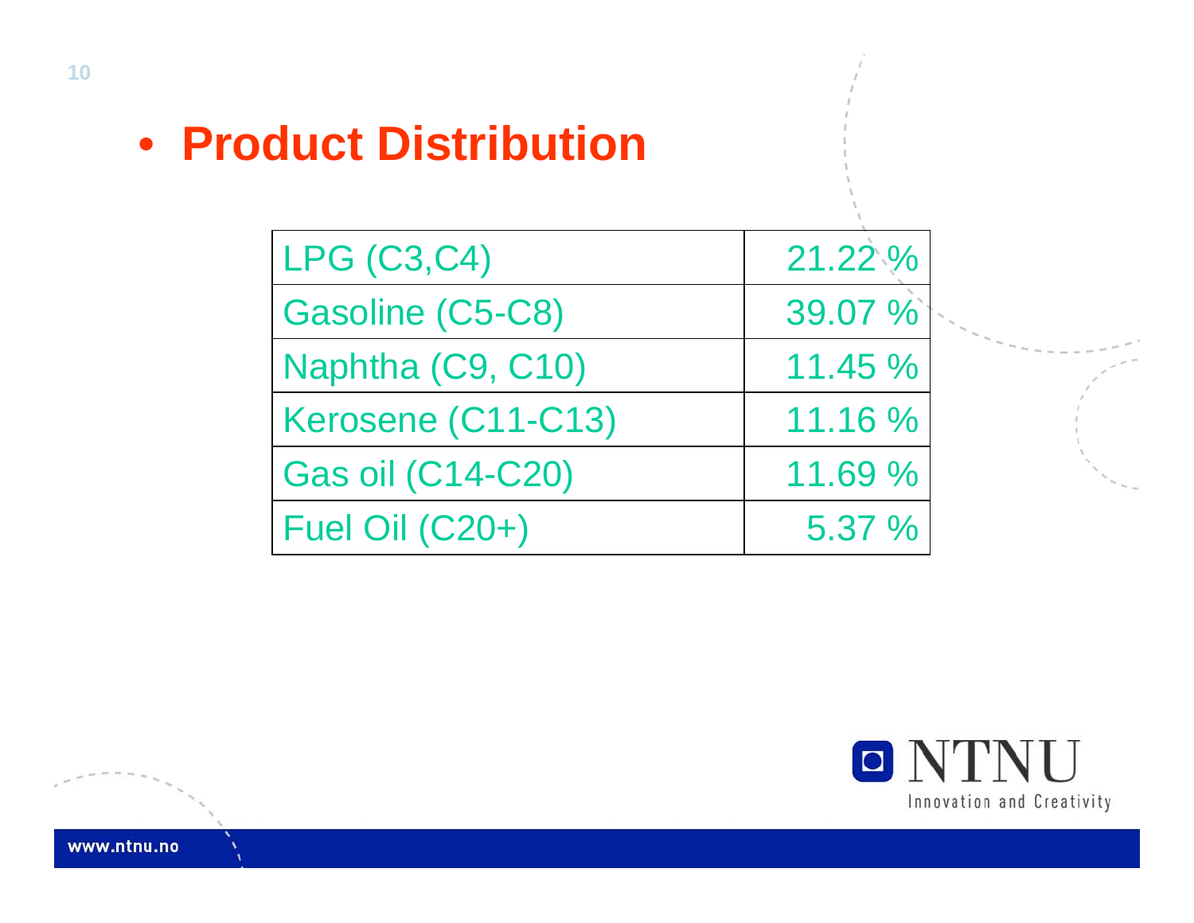- **Product Distribution**

| LPG (C3,C4) | 21.22 % |
|---|---|
| Gasoline (C5-C8) | 39.07 % |
| Naphtha (C9, C10) | 11.45 % |
| Kerosene (C11-C13) | 11.16 % |
| Gas oil (C14-C20) | 11.69 % |
| Fuel Oil (C20+) | 5.37 % |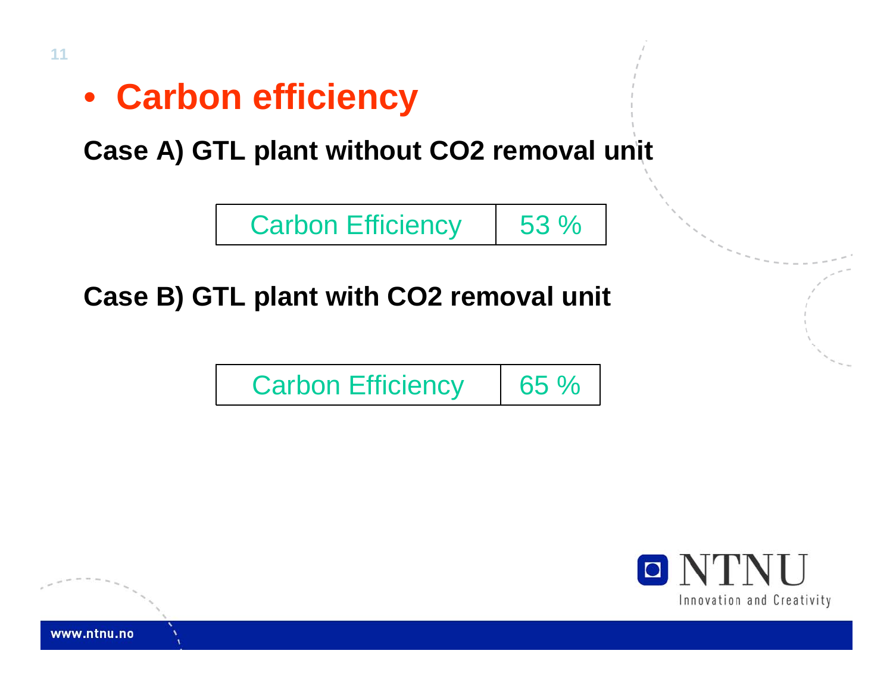- **Carbon efficiency**

**Case A) GTL plant without CO2 removal unit**

| Carbon Efficiency | 53 % |
|---|---|

**Case B) GTL plant with CO2 removal unit**

| Carbon Efficiency | 65 % |
|---|---|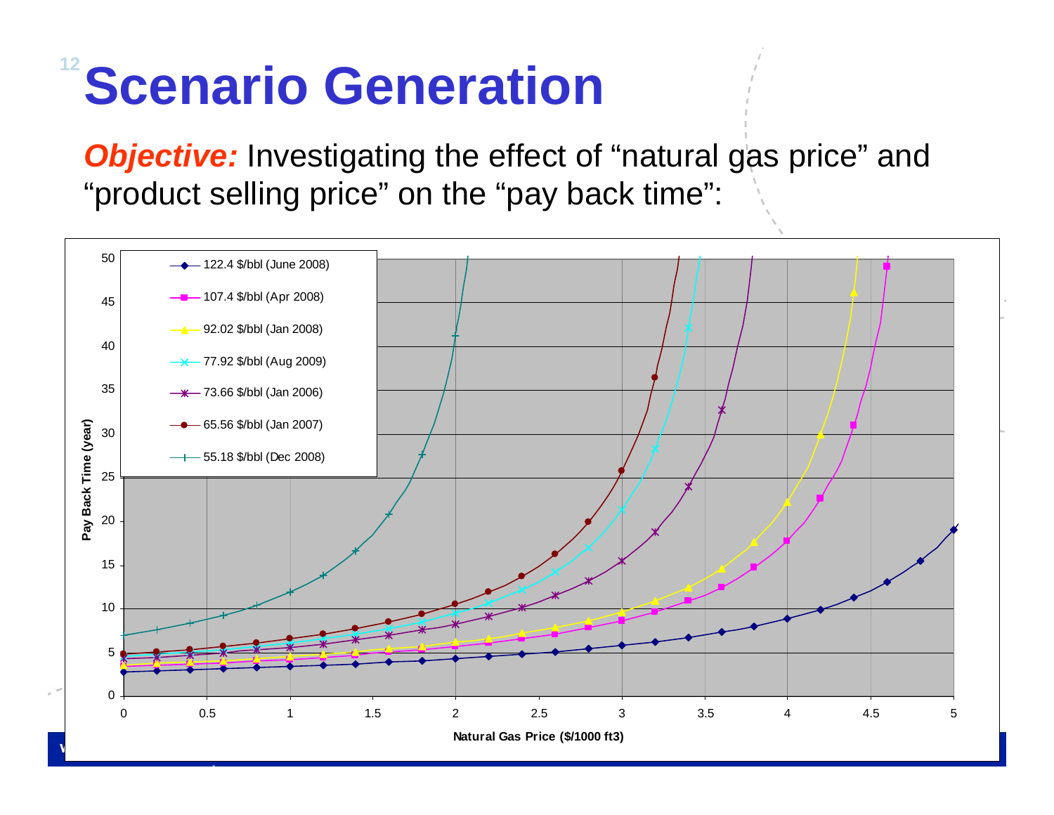# Scenario Generation

***Objective:*** Investigating the effect of "natural gas price" and "product selling price" on the "pay back time":

Pay Back Time (year)

Natural Gas Price ($/1000 ft3)

- 122.4 $/bbl (June 2008)
- 107.4 $/bbl (Apr 2008)
- 92.02 $/bbl (Jan 2008)
- 77.92 $/bbl (Aug 2009)
- 73.66 $/bbl (Jan 2006)
- 65.56 $/bbl (Jan 2007)
- 55.18 $/bbl (Dec 2008)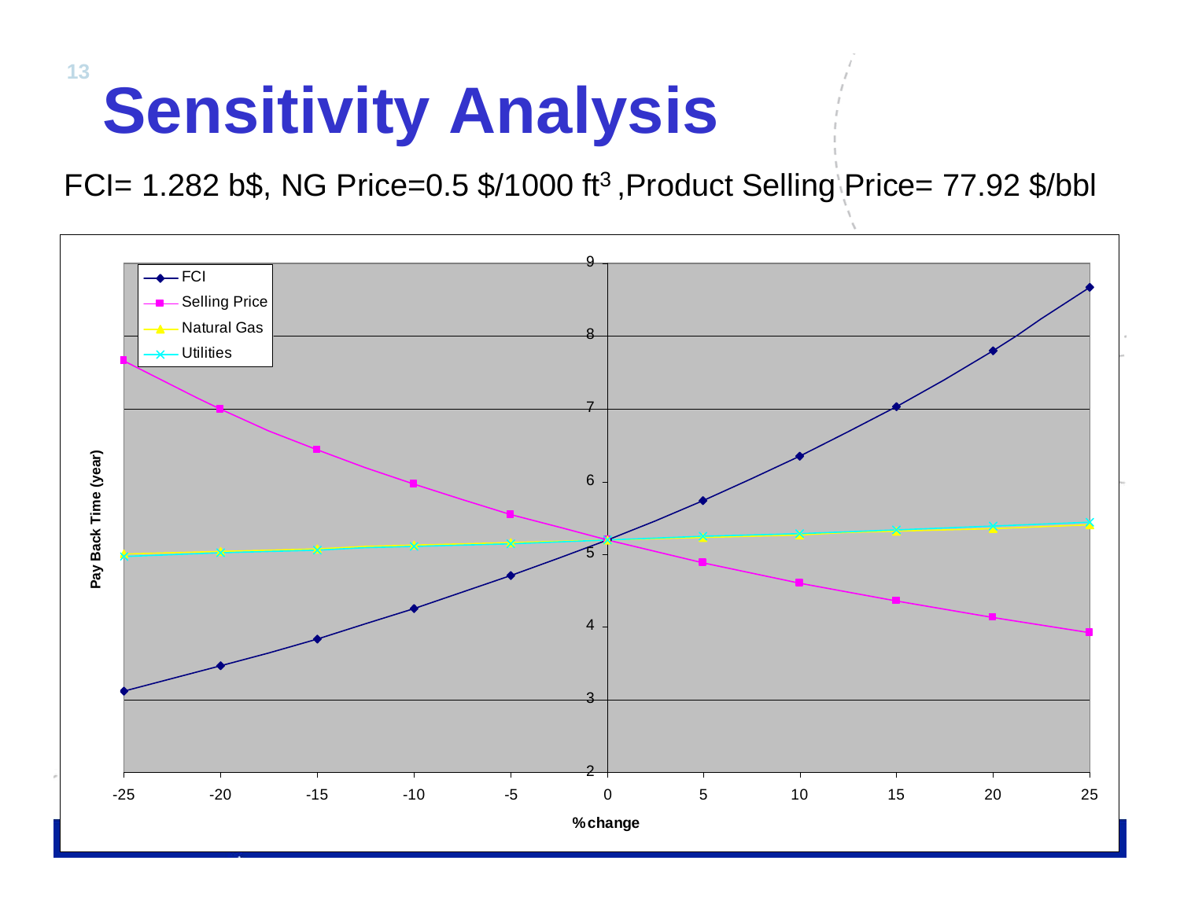# Sensitivity Analysis

FCI= 1.282 b$, NG Price=0.5 $/1000 ft$^3$ ,Product Selling Price= 77.92 $/bbl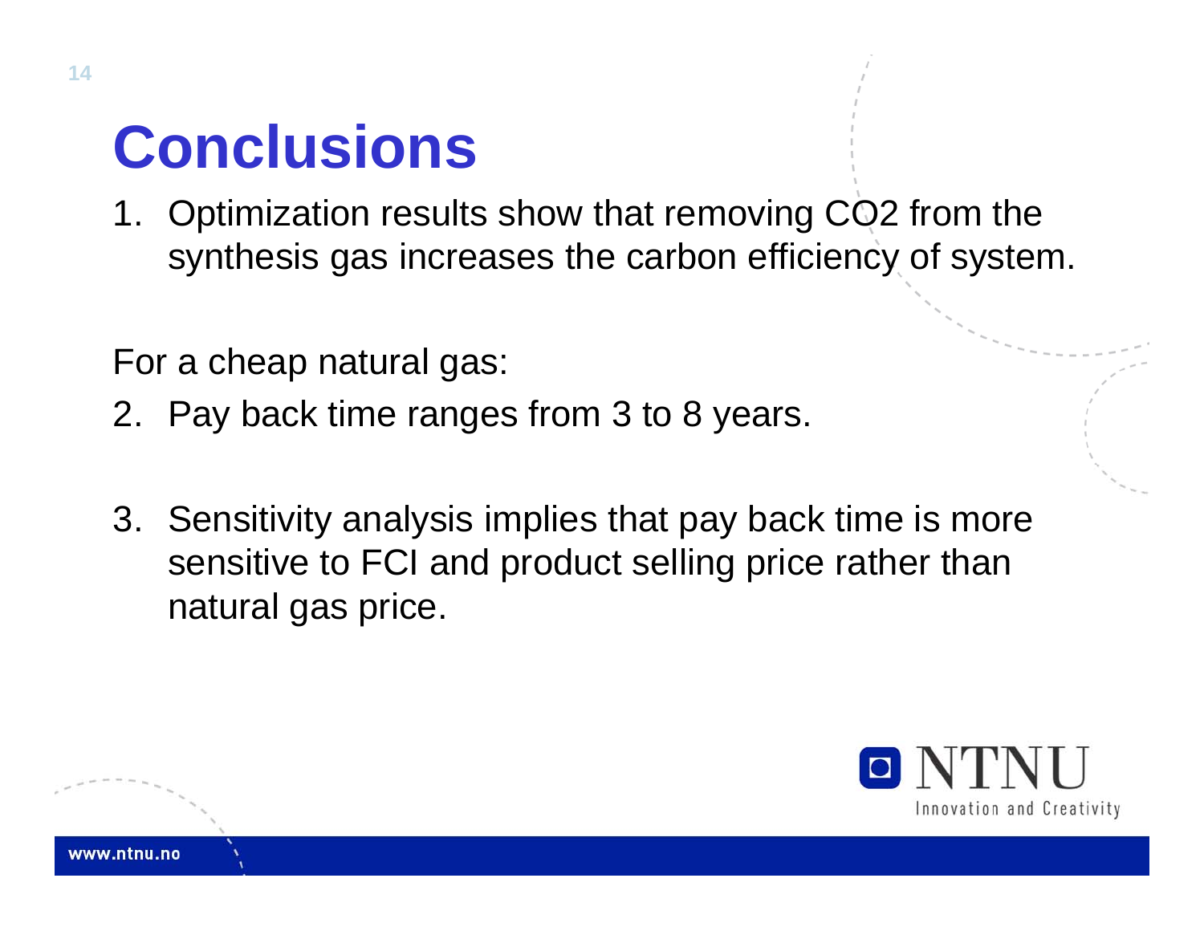# Conclusions

1. Optimization results show that removing $CO_2$ from the synthesis gas increases the carbon efficiency of system.

For a cheap natural gas:

2. Pay back time ranges from 3 to 8 years.

3. Sensitivity analysis implies that pay back time is more sensitive to FCI and product selling price rather than natural gas price.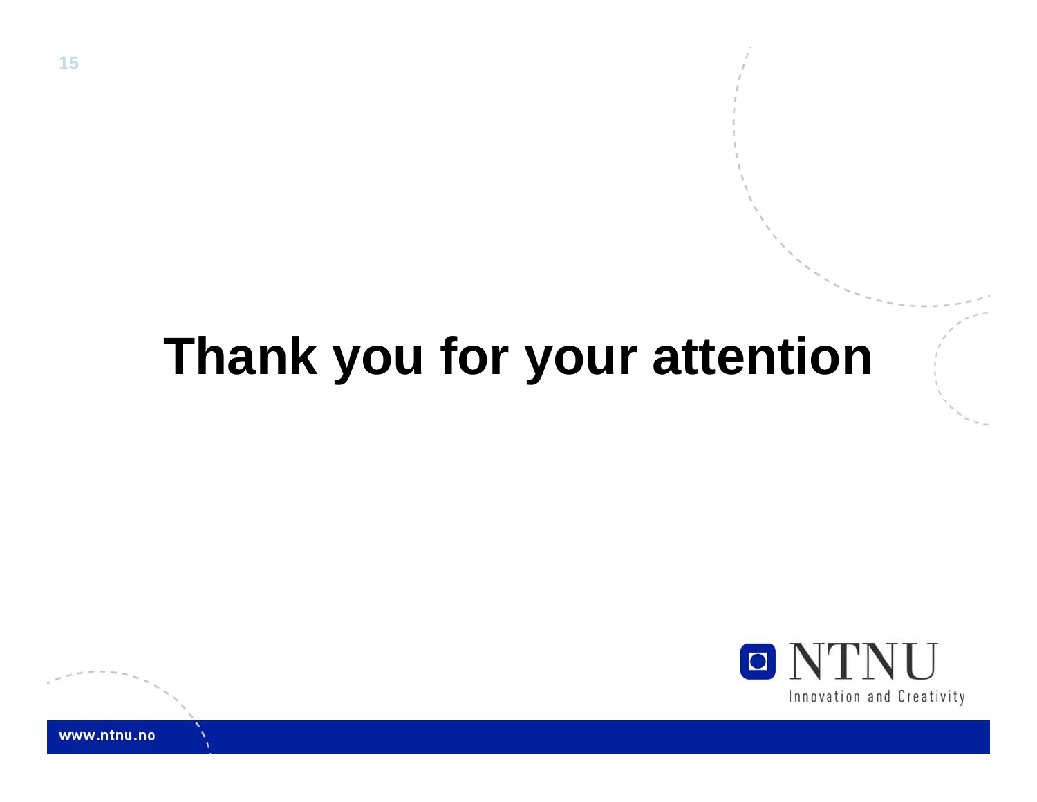# Thank you for your attention